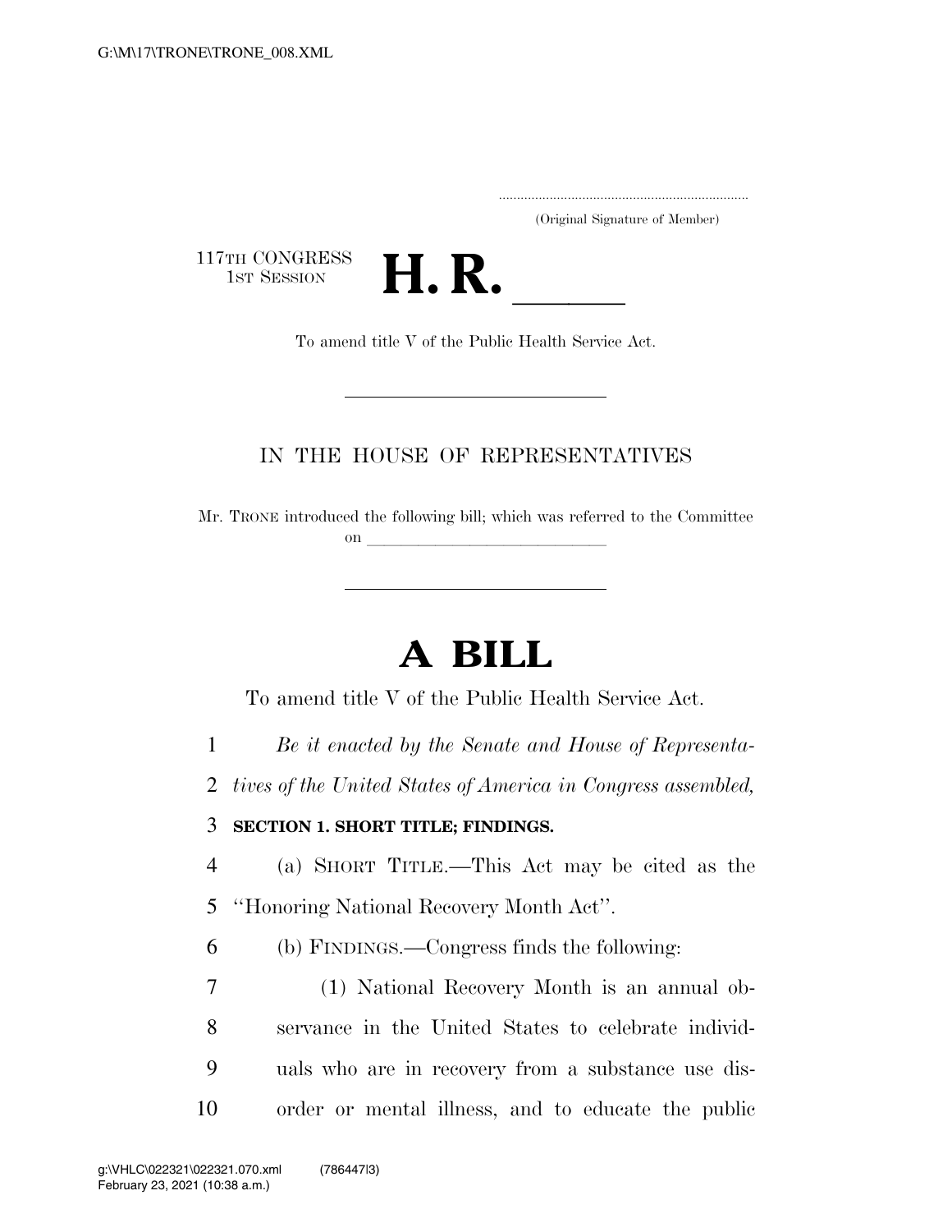(Original Signature of Member)

117TH CONGRESS
1ST SESSION

# H. R. \_\_\_\_\_\_

To amend title V of the Public Health Service Act.

---

IN THE HOUSE OF REPRESENTATIVES

Mr. TRONE introduced the following bill; which was referred to the Committee on \_\_\_\_\_\_\_\_\_\_\_\_\_\_\_\_\_\_\_\_\_\_\_\_\_\_\_\_

---

# A BILL

To amend title V of the Public Health Service Act.

*Be it enacted by the Senate and House of Representatives of the United States of America in Congress assembled,*

**SECTION 1. SHORT TITLE; FINDINGS.**

(a) SHORT TITLE.—This Act may be cited as the ''Honoring National Recovery Month Act''.

(b) FINDINGS.—Congress finds the following:

(1) National Recovery Month is an annual observance in the United States to celebrate individuals who are in recovery from a substance use disorder or mental illness, and to educate the public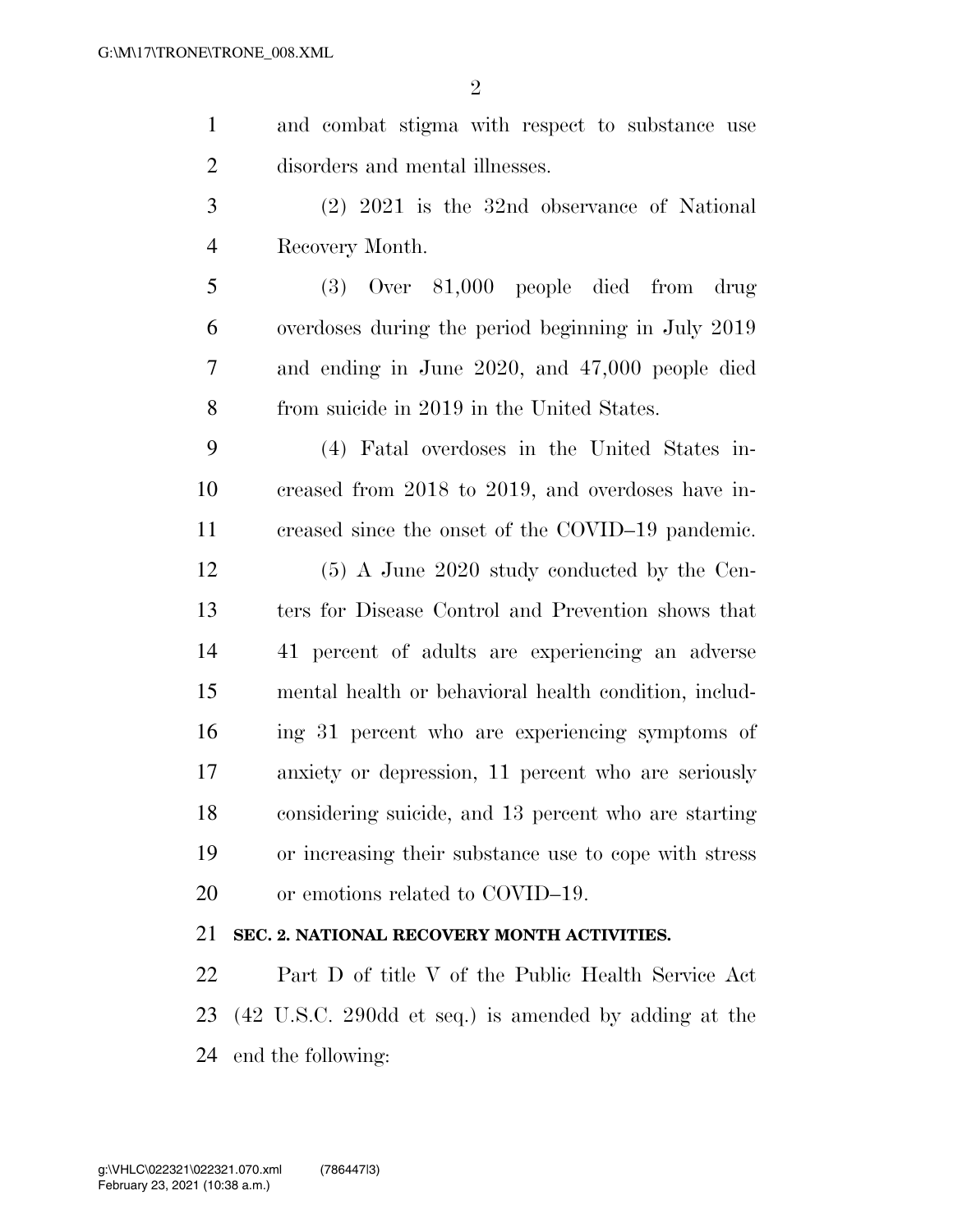and combat stigma with respect to substance use disorders and mental illnesses.

(2) 2021 is the 32nd observance of National Recovery Month.

(3) Over 81,000 people died from drug overdoses during the period beginning in July 2019 and ending in June 2020, and 47,000 people died from suicide in 2019 in the United States.

(4) Fatal overdoses in the United States increased from 2018 to 2019, and overdoses have increased since the onset of the COVID–19 pandemic.

(5) A June 2020 study conducted by the Centers for Disease Control and Prevention shows that 41 percent of adults are experiencing an adverse mental health or behavioral health condition, including 31 percent who are experiencing symptoms of anxiety or depression, 11 percent who are seriously considering suicide, and 13 percent who are starting or increasing their substance use to cope with stress or emotions related to COVID–19.

**SEC. 2. NATIONAL RECOVERY MONTH ACTIVITIES.**

Part D of title V of the Public Health Service Act (42 U.S.C. 290dd et seq.) is amended by adding at the end the following: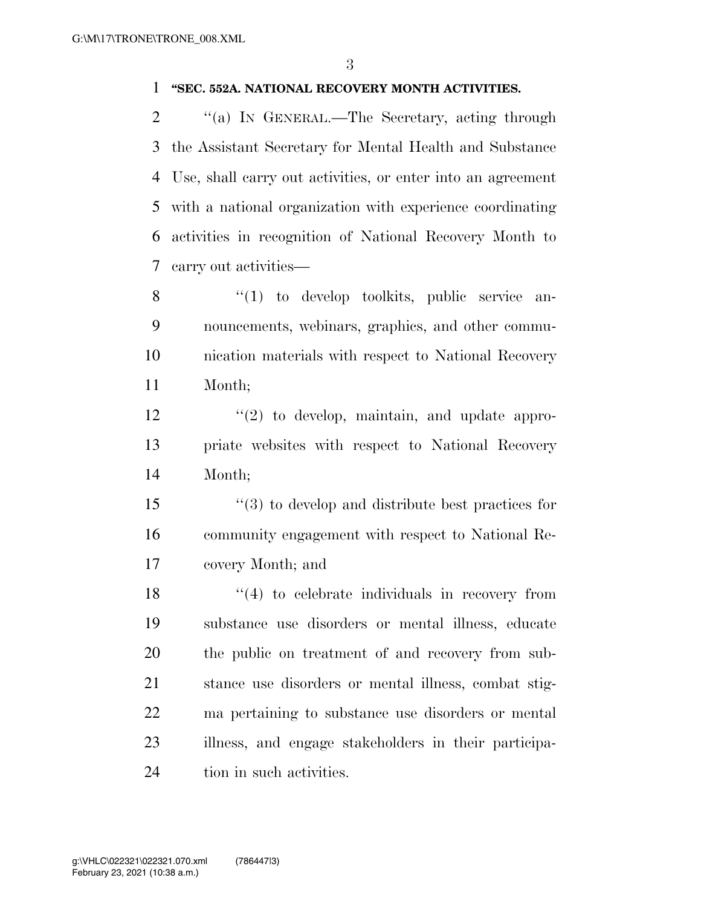**"SEC. 552A. NATIONAL RECOVERY MONTH ACTIVITIES.**

"(a) IN GENERAL.—The Secretary, acting through the Assistant Secretary for Mental Health and Substance Use, shall carry out activities, or enter into an agreement with a national organization with experience coordinating activities in recognition of National Recovery Month to carry out activities—

"(1) to develop toolkits, public service announcements, webinars, graphics, and other communication materials with respect to National Recovery Month;

"(2) to develop, maintain, and update appropriate websites with respect to National Recovery Month;

"(3) to develop and distribute best practices for community engagement with respect to National Recovery Month; and

"(4) to celebrate individuals in recovery from substance use disorders or mental illness, educate the public on treatment of and recovery from substance use disorders or mental illness, combat stigma pertaining to substance use disorders or mental illness, and engage stakeholders in their participation in such activities.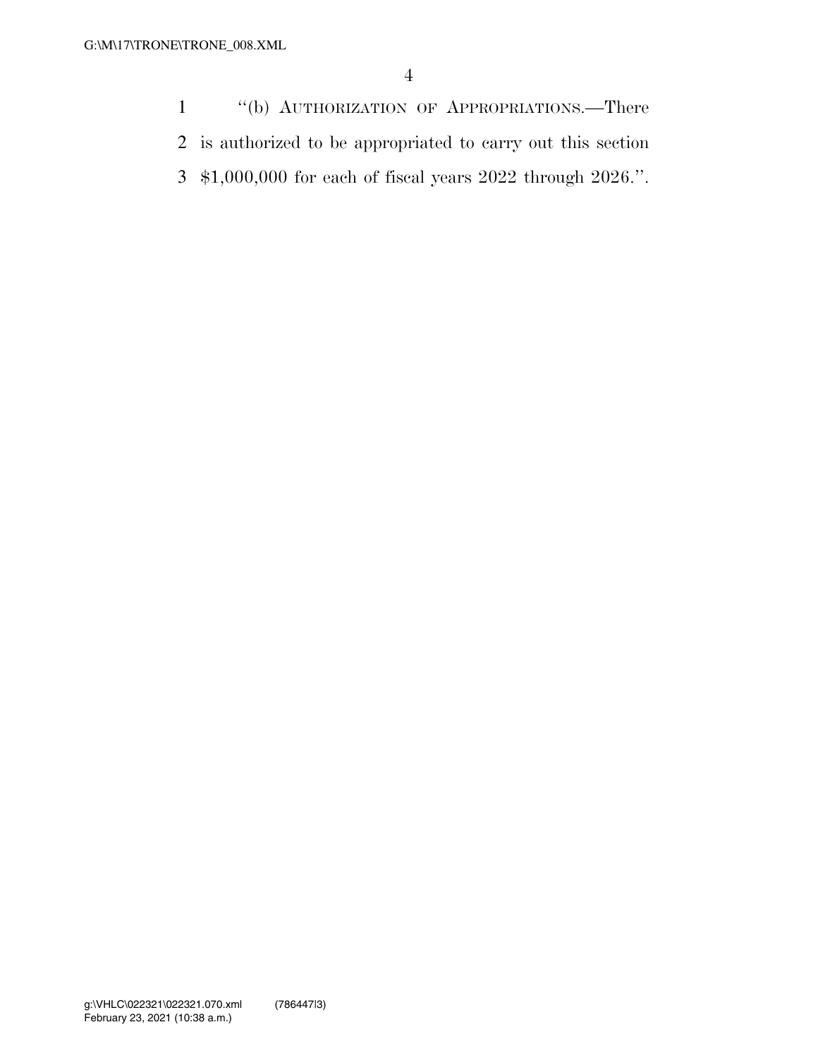''(b) AUTHORIZATION OF APPROPRIATIONS.—There is authorized to be appropriated to carry out this section $1,000,000 for each of fiscal years 2022 through 2026.''.